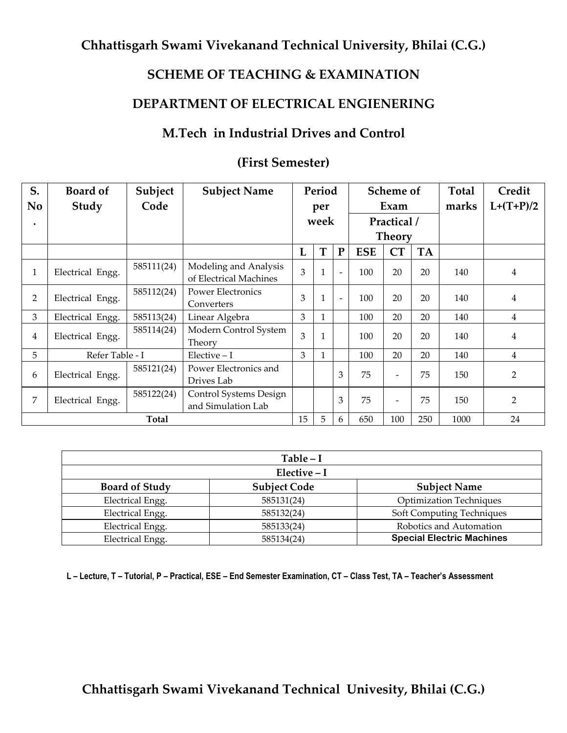# Chhattisgarh Swami Vivekanand Technical University, Bhilai (C.G.)

## SCHEME OF TEACHING & EXAMINATION

## DEPARTMENT OF ELECTRICAL ENGIENERING

## M.Tech in Industrial Drives and Control

### (First Semester)

| S. No. | Board of Study | Subject Code | Subject Name | Period per week | | | Scheme of Exam Practical / Theory | | | Total marks | Credit L+(T+P)/2 |
|---|---|---|---|---|---|---|---|---|---|---|---|
| | | | | L | T | P | ESE | CT | TA | | |
| 1 | Electrical Engg. | 585111(24) | Modeling and Analysis of Electrical Machines | 3 | 1 | - | 100 | 20 | 20 | 140 | 4 |
| 2 | Electrical Engg. | 585112(24) | Power Electronics Converters | 3 | 1 | - | 100 | 20 | 20 | 140 | 4 |
| 3 | Electrical Engg. | 585113(24) | Linear Algebra | 3 | 1 | | 100 | 20 | 20 | 140 | 4 |
| 4 | Electrical Engg. | 585114(24) | Modern Control System Theory | 3 | 1 | | 100 | 20 | 20 | 140 | 4 |
| 5 | Refer Table - I | | Elective – I | 3 | 1 | | 100 | 20 | 20 | 140 | 4 |
| 6 | Electrical Engg. | 585121(24) | Power Electronics and Drives Lab | | | 3 | 75 | - | 75 | 150 | 2 |
| 7 | Electrical Engg. | 585122(24) | Control Systems Design and Simulation Lab | | | 3 | 75 | - | 75 | 150 | 2 |
| Total | | | | 15 | 5 | 6 | 650 | 100 | 250 | 1000 | 24 |

| Table – I | | |
|---|---|---|
| **Elective – I** | | |
| **Board of Study** | **Subject Code** | **Subject Name** |
| Electrical Engg. | 585131(24) | Optimization Techniques |
| Electrical Engg. | 585132(24) | Soft Computing Techniques |
| Electrical Engg. | 585133(24) | Robotics and Automation |
| Electrical Engg. | 585134(24) | **Special Electric Machines** |

**L – Lecture, T – Tutorial, P – Practical, ESE – End Semester Examination, CT – Class Test, TA – Teacher's Assessment**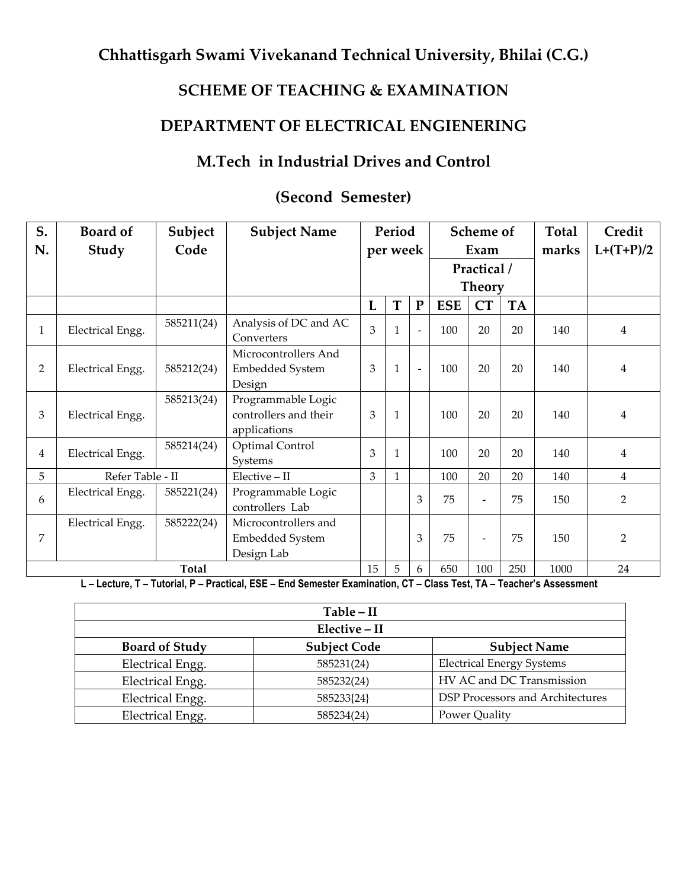# Chhattisgarh Swami Vivekanand Technical University, Bhilai (C.G.)

## SCHEME OF TEACHING & EXAMINATION

## DEPARTMENT OF ELECTRICAL ENGIENERING

## M.Tech in Industrial Drives and Control

## (Second Semester)

| S. N. | Board of Study | Subject Code | Subject Name | Period per week | | | Scheme of Exam Practical / Theory | | | Total marks | Credit L+(T+P)/2 |
|---|---|---|---|---|---|---|---|---|---|---|---|
| | | | | L | T | P | ESE | CT | TA | | |
| 1 | Electrical Engg. | 585211(24) | Analysis of DC and AC Converters | 3 | 1 | - | 100 | 20 | 20 | 140 | 4 |
| 2 | Electrical Engg. | 585212(24) | Microcontrollers And Embedded System Design | 3 | 1 | - | 100 | 20 | 20 | 140 | 4 |
| 3 | Electrical Engg. | 585213(24) | Programmable Logic controllers and their applications | 3 | 1 | | 100 | 20 | 20 | 140 | 4 |
| 4 | Electrical Engg. | 585214(24) | Optimal Control Systems | 3 | 1 | | 100 | 20 | 20 | 140 | 4 |
| 5 | Refer Table - II | | Elective – II | 3 | 1 | | 100 | 20 | 20 | 140 | 4 |
| 6 | Electrical Engg. | 585221(24) | Programmable Logic controllers Lab | | | 3 | 75 | - | 75 | 150 | 2 |
| 7 | Electrical Engg. | 585222(24) | Microcontrollers and Embedded System Design Lab | | | 3 | 75 | - | 75 | 150 | 2 |
| | | | **Total** | 15 | 5 | 6 | 650 | 100 | 250 | 1000 | 24 |

**L – Lecture, T – Tutorial, P – Practical, ESE – End Semester Examination, CT – Class Test, TA – Teacher's Assessment**

| Table – II | | |
|---|---|---|
| **Elective – II** | | |
| **Board of Study** | **Subject Code** | **Subject Name** |
| Electrical Engg. | 585231(24) | Electrical Energy Systems |
| Electrical Engg. | 585232(24) | HV AC and DC Transmission |
| Electrical Engg. | 585233{24} | DSP Processors and Architectures |
| Electrical Engg. | 585234(24) | Power Quality |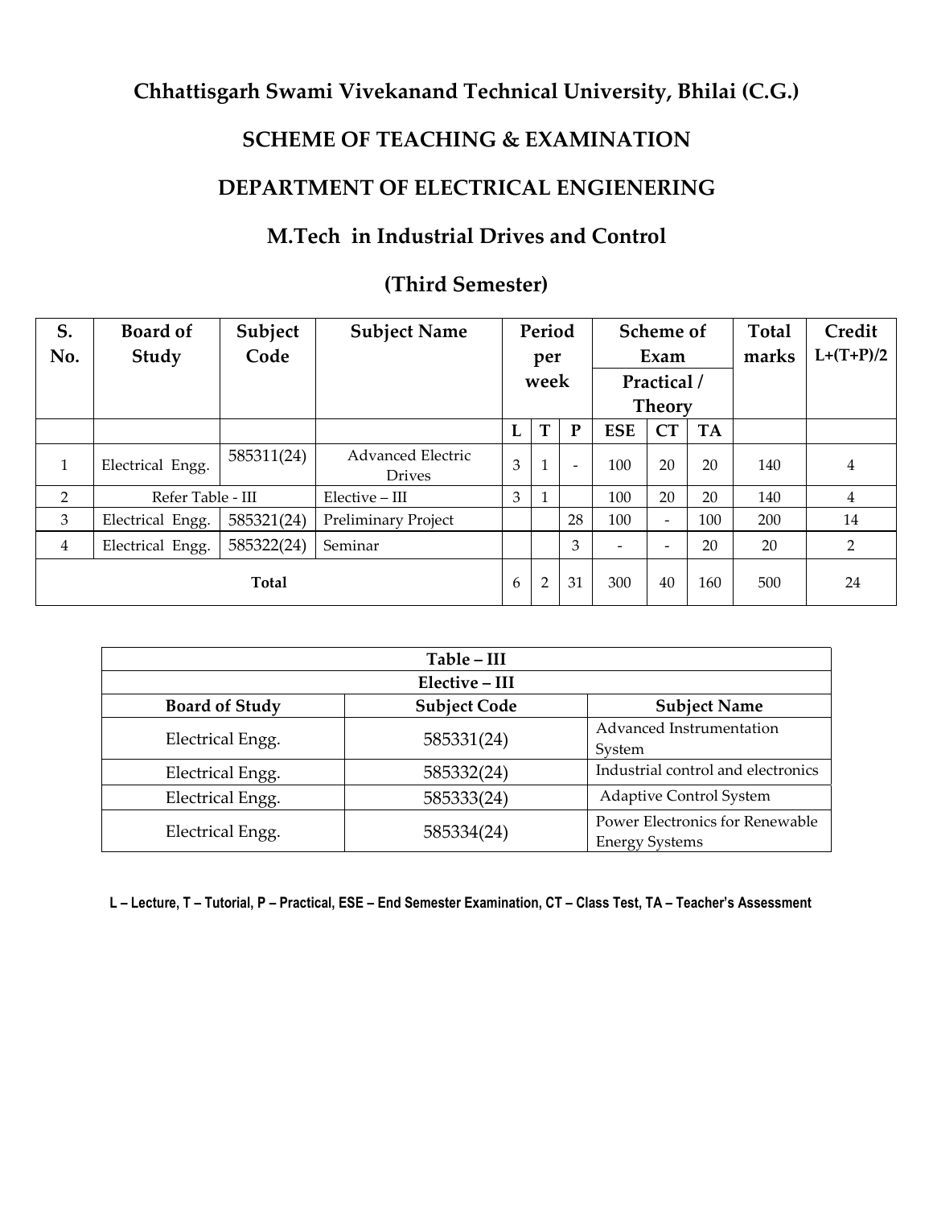# Chhattisgarh Swami Vivekanand Technical University, Bhilai (C.G.)

## SCHEME OF TEACHING & EXAMINATION

## DEPARTMENT OF ELECTRICAL ENGIENERING

## M.Tech in Industrial Drives and Control

## (Third Semester)

| S. No. | Board of Study | Subject Code | Subject Name | Period per week | | | Scheme of Exam Practical / Theory | | | Total marks | Credit L+(T+P)/2 |
|---|---|---|---|---|---|---|---|---|---|---|---|
| | | | | L | T | P | ESE | CT | TA | | |
| 1 | Electrical Engg. | 585311(24) | Advanced Electric Drives | 3 | 1 | - | 100 | 20 | 20 | 140 | 4 |
| 2 | Refer Table - III | | Elective – III | 3 | 1 | | 100 | 20 | 20 | 140 | 4 |
| 3 | Electrical Engg. | 585321(24) | Preliminary Project | | | 28 | 100 | - | 100 | 200 | 14 |
| 4 | Electrical Engg. | 585322(24) | Seminar | | | 3 | - | - | 20 | 20 | 2 |
| Total | | | | 6 | 2 | 31 | 300 | 40 | 160 | 500 | 24 |

| Table – III | | |
|---|---|---|
| Elective – III | | |
| Board of Study | Subject Code | Subject Name |
| Electrical Engg. | 585331(24) | Advanced Instrumentation System |
| Electrical Engg. | 585332(24) | Industrial control and electronics |
| Electrical Engg. | 585333(24) | Adaptive Control System |
| Electrical Engg. | 585334(24) | Power Electronics for Renewable Energy Systems |

**L – Lecture, T – Tutorial, P – Practical, ESE – End Semester Examination, CT – Class Test, TA – Teacher's Assessment**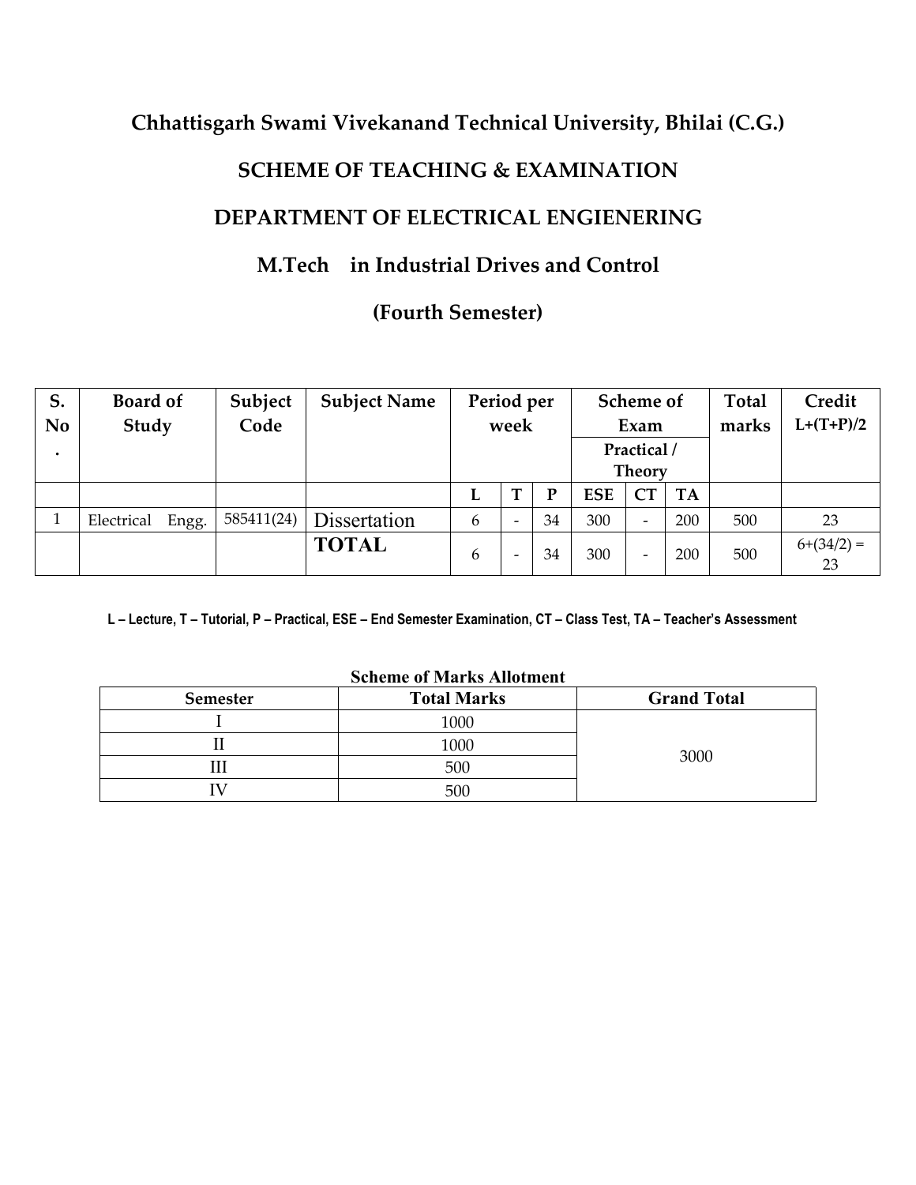# Chhattisgarh Swami Vivekanand Technical University, Bhilai (C.G.)

## SCHEME OF TEACHING & EXAMINATION

## DEPARTMENT OF ELECTRICAL ENGIENERING

## M.Tech in Industrial Drives and Control

## (Fourth Semester)

| S. No. | Board of Study | Subject Code | Subject Name | Period per week | | | Scheme of Exam Practical / Theory | | | Total marks | Credit L+(T+P)/2 |
|---|---|---|---|---|---|---|---|---|---|---|---|
| | | | | L | T | P | ESE | CT | TA | | |
| 1 | Electrical Engg. | 585411(24) | Dissertation | 6 | - | 34 | 300 | - | 200 | 500 | 23 |
| | | | **TOTAL** | 6 | - | 34 | 300 | - | 200 | 500 | 6+(34/2) = 23 |

**L – Lecture, T – Tutorial, P – Practical, ESE – End Semester Examination, CT – Class Test, TA – Teacher's Assessment**

**Scheme of Marks Allotment**

| Semester | Total Marks | Grand Total |
|---|---|---|
| I | 1000 | 3000 |
| II | 1000 | |
| III | 500 | |
| IV | 500 | |